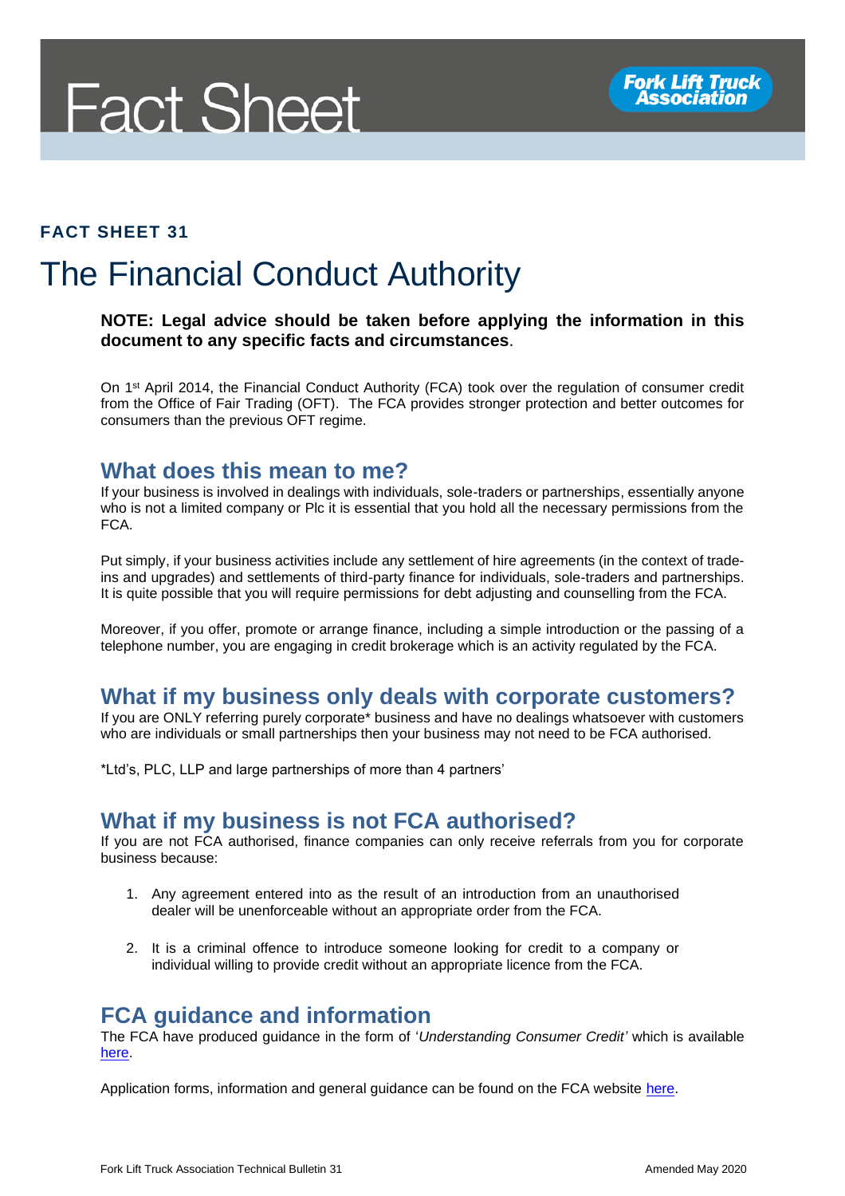# Fact Sheet

Fork Lift Truck Association

**FACT SHEET 31**

# The Financial Conduct Authority

**NOTE: Legal advice should be taken before applying the information in this document to any specific facts and circumstances**.

On 1st April 2014, the Financial Conduct Authority (FCA) took over the regulation of consumer credit from the Office of Fair Trading (OFT). The FCA provides stronger protection and better outcomes for consumers than the previous OFT regime.

## What does this mean to me?

If your business is involved in dealings with individuals, sole-traders or partnerships, essentially anyone who is not a limited company or Plc it is essential that you hold all the necessary permissions from the FCA.

Put simply, if your business activities include any settlement of hire agreements (in the context of trade-ins and upgrades) and settlements of third-party finance for individuals, sole-traders and partnerships. It is quite possible that you will require permissions for debt adjusting and counselling from the FCA.

Moreover, if you offer, promote or arrange finance, including a simple introduction or the passing of a telephone number, you are engaging in credit brokerage which is an activity regulated by the FCA.

## What if my business only deals with corporate customers?

If you are ONLY referring purely corporate* business and have no dealings whatsoever with customers who are individuals or small partnerships then your business may not need to be FCA authorised.

*Ltd's, PLC, LLP and large partnerships of more than 4 partners'

## What if my business is not FCA authorised?

If you are not FCA authorised, finance companies can only receive referrals from you for corporate business because:

1. Any agreement entered into as the result of an introduction from an unauthorised dealer will be unenforceable without an appropriate order from the FCA.
2. It is a criminal offence to introduce someone looking for credit to a company or individual willing to provide credit without an appropriate licence from the FCA.

## FCA guidance and information

The FCA have produced guidance in the form of '*Understanding Consumer Credit'* which is available here.

Application forms, information and general guidance can be found on the FCA website here.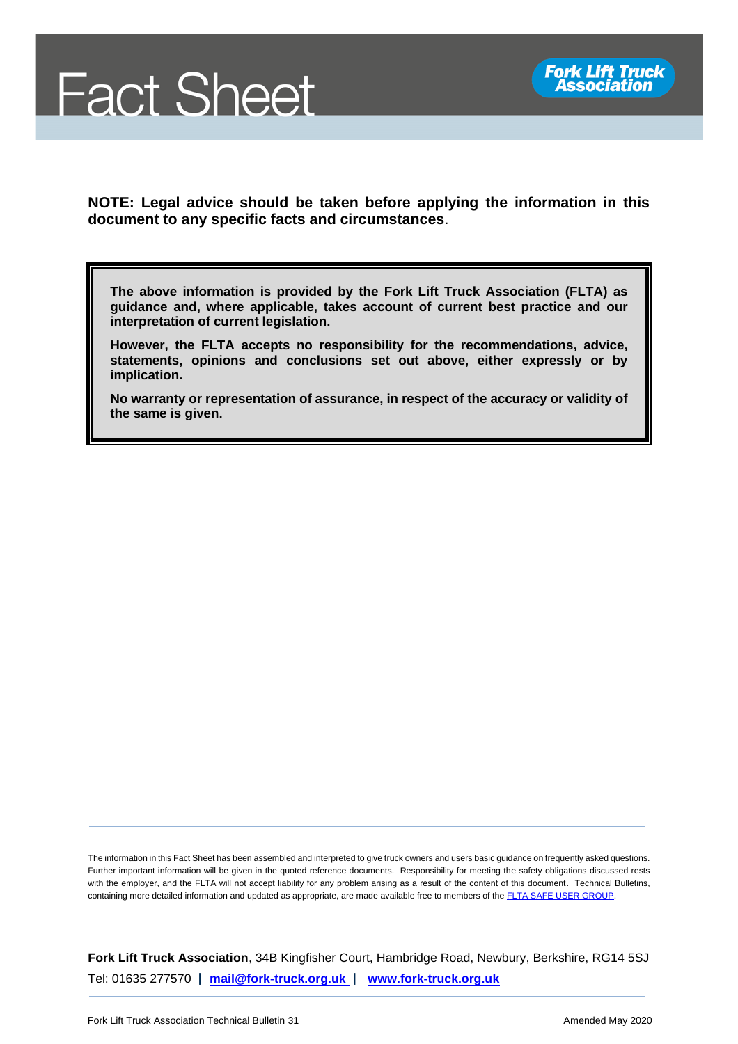# Fact Sheet

**NOTE: Legal advice should be taken before applying the information in this document to any specific facts and circumstances**.

> **The above information is provided by the Fork Lift Truck Association (FLTA) as guidance and, where applicable, takes account of current best practice and our interpretation of current legislation.**
>
> **However, the FLTA accepts no responsibility for the recommendations, advice, statements, opinions and conclusions set out above, either expressly or by implication.**
>
> **No warranty or representation of assurance, in respect of the accuracy or validity of the same is given.**

---

The information in this Fact Sheet has been assembled and interpreted to give truck owners and users basic guidance on frequently asked questions. Further important information will be given in the quoted reference documents. Responsibility for meeting the safety obligations discussed rests with the employer, and the FLTA will not accept liability for any problem arising as a result of the content of this document. Technical Bulletins, containing more detailed information and updated as appropriate, are made available free to members of the [FLTA SAFE USER GROUP](FLTA SAFE USER GROUP).

---

**Fork Lift Truck Association**, 34B Kingfisher Court, Hambridge Road, Newbury, Berkshire, RG14 5SJ

Tel: 01635 277570 **|** **mail@fork-truck.org.uk** **|** **www.fork-truck.org.uk**

Fork Lift Truck Association Technical Bulletin 31 — Amended May 2020